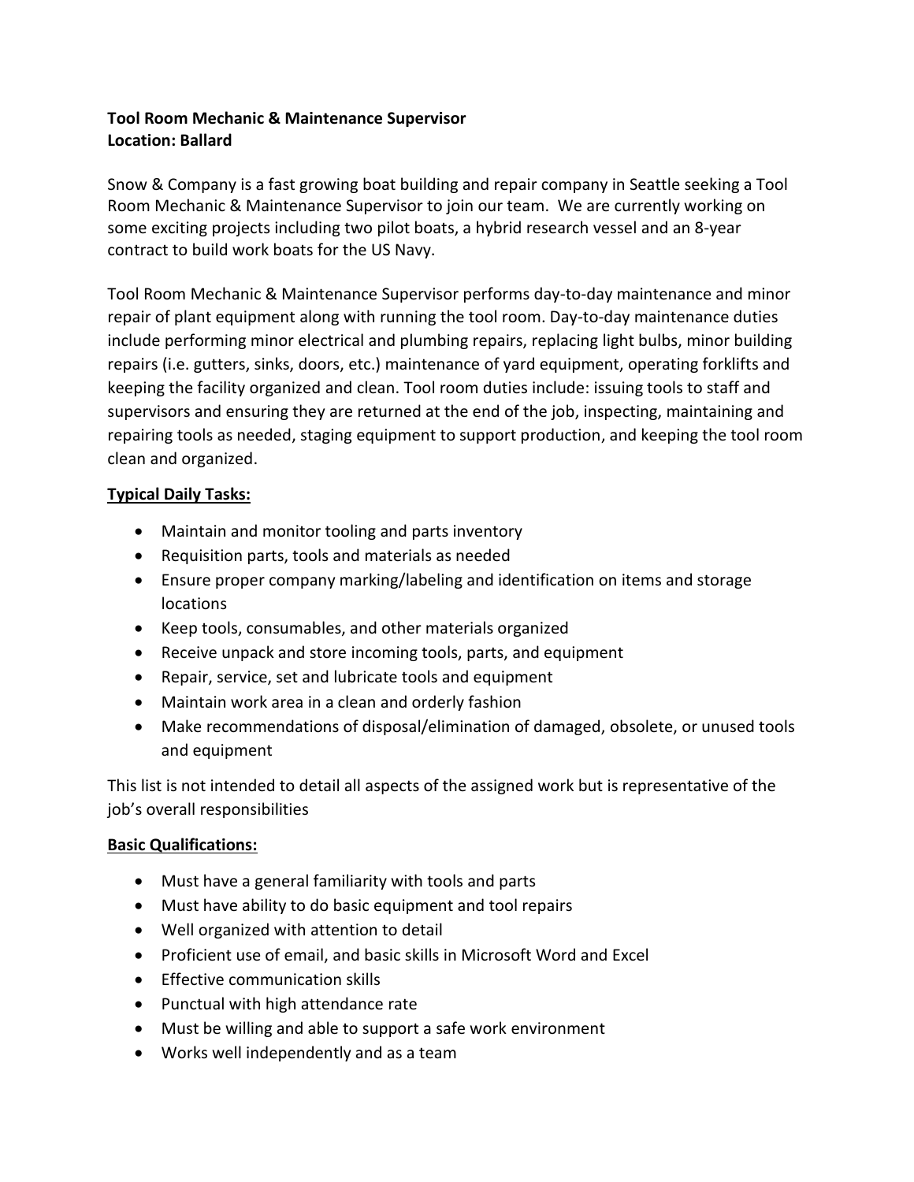**Tool Room Mechanic & Maintenance Supervisor**
**Location: Ballard**

Snow & Company is a fast growing boat building and repair company in Seattle seeking a Tool Room Mechanic & Maintenance Supervisor to join our team. We are currently working on some exciting projects including two pilot boats, a hybrid research vessel and an 8-year contract to build work boats for the US Navy.

Tool Room Mechanic & Maintenance Supervisor performs day-to-day maintenance and minor repair of plant equipment along with running the tool room. Day-to-day maintenance duties include performing minor electrical and plumbing repairs, replacing light bulbs, minor building repairs (i.e. gutters, sinks, doors, etc.) maintenance of yard equipment, operating forklifts and keeping the facility organized and clean. Tool room duties include: issuing tools to staff and supervisors and ensuring they are returned at the end of the job, inspecting, maintaining and repairing tools as needed, staging equipment to support production, and keeping the tool room clean and organized.

**Typical Daily Tasks:**

- Maintain and monitor tooling and parts inventory
- Requisition parts, tools and materials as needed
- Ensure proper company marking/labeling and identification on items and storage locations
- Keep tools, consumables, and other materials organized
- Receive unpack and store incoming tools, parts, and equipment
- Repair, service, set and lubricate tools and equipment
- Maintain work area in a clean and orderly fashion
- Make recommendations of disposal/elimination of damaged, obsolete, or unused tools and equipment

This list is not intended to detail all aspects of the assigned work but is representative of the job's overall responsibilities

**Basic Qualifications:**

- Must have a general familiarity with tools and parts
- Must have ability to do basic equipment and tool repairs
- Well organized with attention to detail
- Proficient use of email, and basic skills in Microsoft Word and Excel
- Effective communication skills
- Punctual with high attendance rate
- Must be willing and able to support a safe work environment
- Works well independently and as a team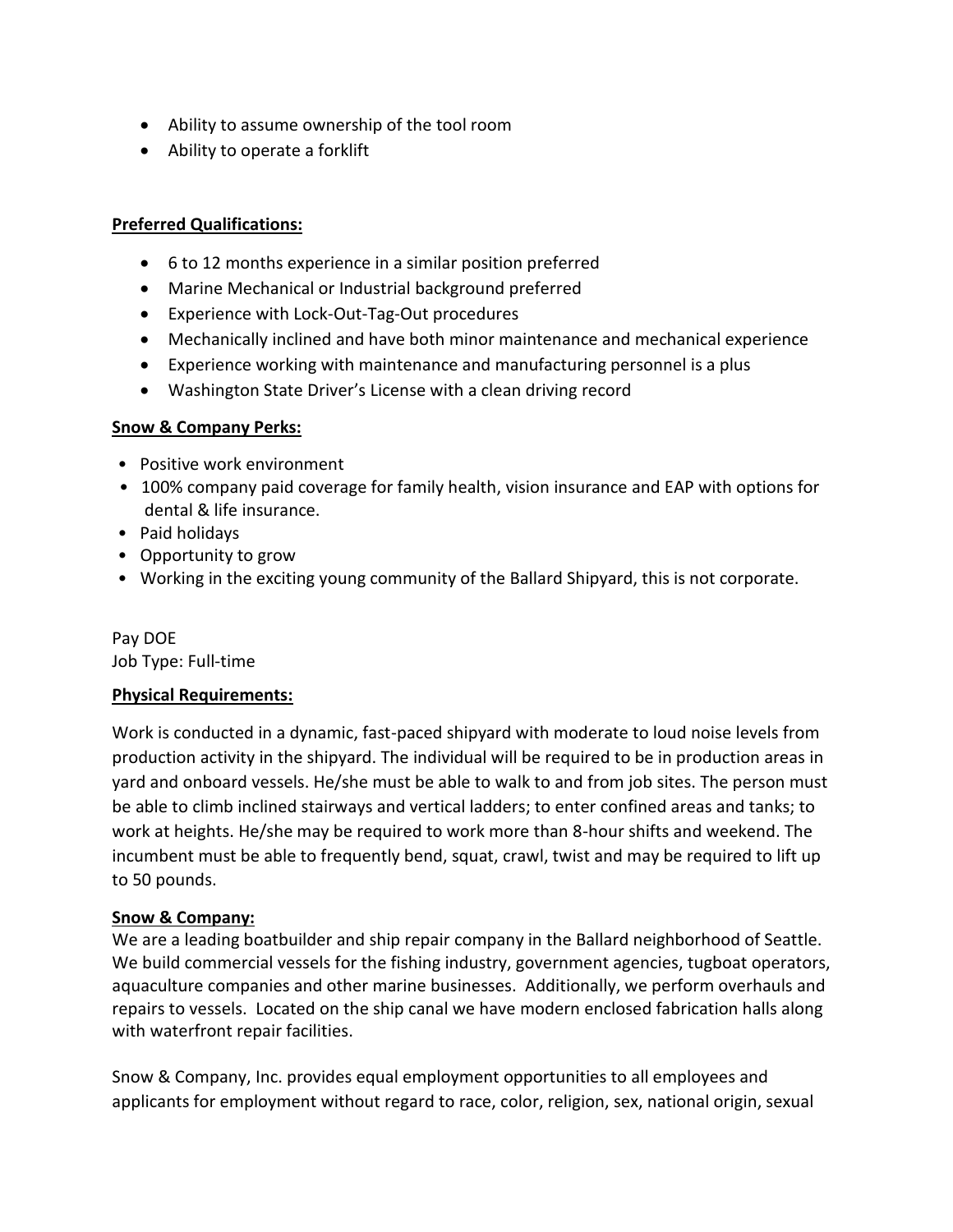- Ability to assume ownership of the tool room
- Ability to operate a forklift

**Preferred Qualifications:**

- 6 to 12 months experience in a similar position preferred
- Marine Mechanical or Industrial background preferred
- Experience with Lock-Out-Tag-Out procedures
- Mechanically inclined and have both minor maintenance and mechanical experience
- Experience working with maintenance and manufacturing personnel is a plus
- Washington State Driver's License with a clean driving record

**Snow & Company Perks:**

- Positive work environment
- 100% company paid coverage for family health, vision insurance and EAP with options for dental & life insurance.
- Paid holidays
- Opportunity to grow
- Working in the exciting young community of the Ballard Shipyard, this is not corporate.

Pay DOE
Job Type: Full-time

**Physical Requirements:**

Work is conducted in a dynamic, fast-paced shipyard with moderate to loud noise levels from production activity in the shipyard. The individual will be required to be in production areas in yard and onboard vessels. He/she must be able to walk to and from job sites. The person must be able to climb inclined stairways and vertical ladders; to enter confined areas and tanks; to work at heights. He/she may be required to work more than 8-hour shifts and weekend. The incumbent must be able to frequently bend, squat, crawl, twist and may be required to lift up to 50 pounds.

**Snow & Company:**

We are a leading boatbuilder and ship repair company in the Ballard neighborhood of Seattle. We build commercial vessels for the fishing industry, government agencies, tugboat operators, aquaculture companies and other marine businesses. Additionally, we perform overhauls and repairs to vessels. Located on the ship canal we have modern enclosed fabrication halls along with waterfront repair facilities.

Snow & Company, Inc. provides equal employment opportunities to all employees and applicants for employment without regard to race, color, religion, sex, national origin, sexual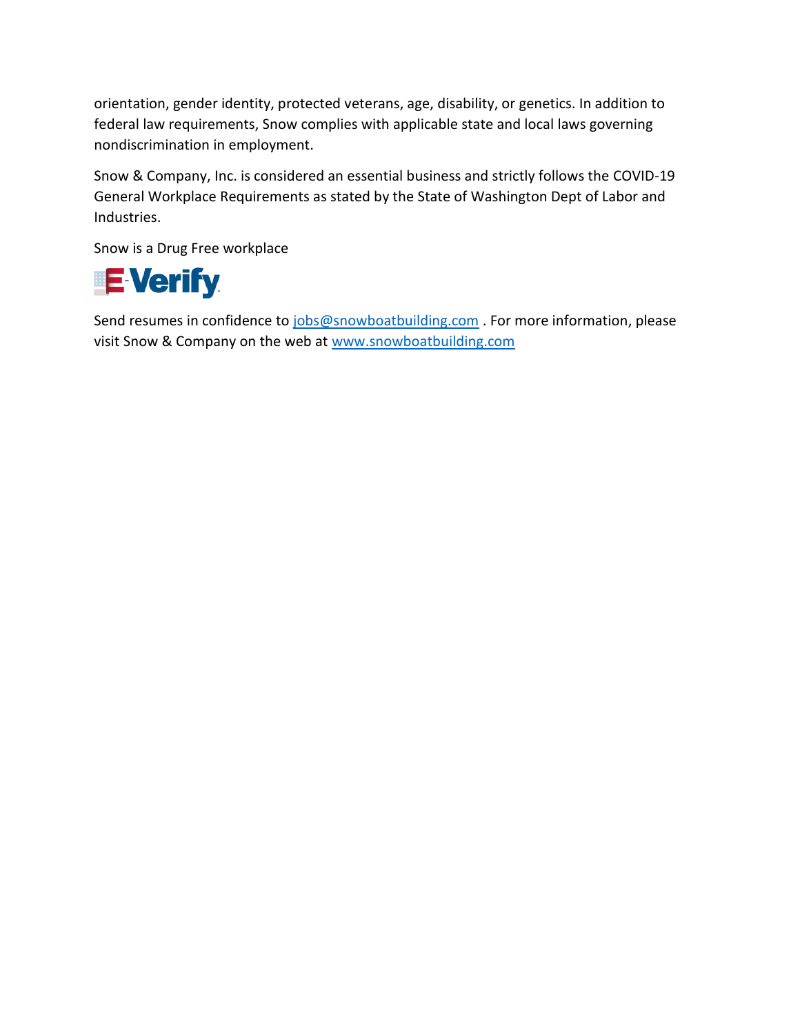orientation, gender identity, protected veterans, age, disability, or genetics. In addition to federal law requirements, Snow complies with applicable state and local laws governing nondiscrimination in employment.

Snow & Company, Inc. is considered an essential business and strictly follows the COVID-19 General Workplace Requirements as stated by the State of Washington Dept of Labor and Industries.

Snow is a Drug Free workplace

E-Verify

Send resumes in confidence to jobs@snowboatbuilding.com . For more information, please visit Snow & Company on the web at www.snowboatbuilding.com